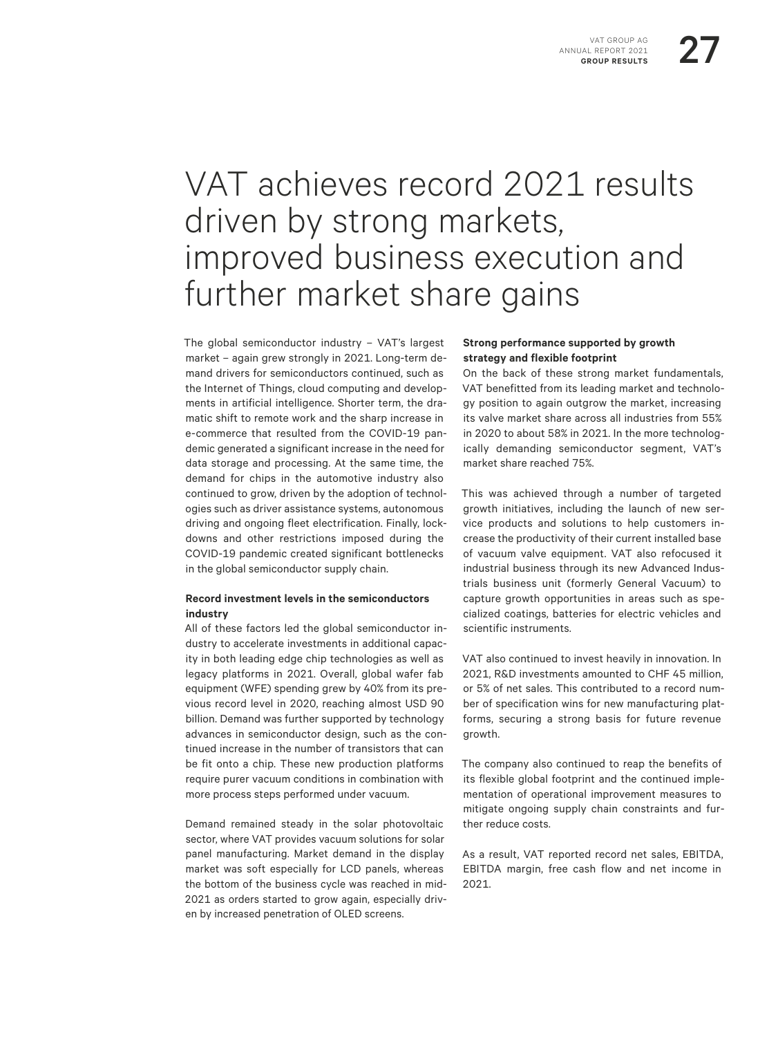# VAT achieves record 2021 results driven by strong markets, improved business execution and further market share gains

The global semiconductor industry – VAT's largest market – again grew strongly in 2021. Long-term demand drivers for semiconductors continued, such as the Internet of Things, cloud computing and developments in artificial intelligence. Shorter term, the dramatic shift to remote work and the sharp increase in e-commerce that resulted from the COVID-19 pandemic generated a significant increase in the need for data storage and processing. At the same time, the demand for chips in the automotive industry also continued to grow, driven by the adoption of technologies such as driver assistance systems, autonomous driving and ongoing fleet electrification. Finally, lockdowns and other restrictions imposed during the COVID-19 pandemic created significant bottlenecks in the global semiconductor supply chain.

**Record investment levels in the semiconductors industry**

All of these factors led the global semiconductor industry to accelerate investments in additional capacity in both leading edge chip technologies as well as legacy platforms in 2021. Overall, global wafer fab equipment (WFE) spending grew by 40% from its previous record level in 2020, reaching almost USD 90 billion. Demand was further supported by technology advances in semiconductor design, such as the continued increase in the number of transistors that can be fit onto a chip. These new production platforms require purer vacuum conditions in combination with more process steps performed under vacuum.

Demand remained steady in the solar photovoltaic sector, where VAT provides vacuum solutions for solar panel manufacturing. Market demand in the display market was soft especially for LCD panels, whereas the bottom of the business cycle was reached in mid-2021 as orders started to grow again, especially driven by increased penetration of OLED screens.

**Strong performance supported by growth strategy and flexible footprint**

On the back of these strong market fundamentals, VAT benefitted from its leading market and technology position to again outgrow the market, increasing its valve market share across all industries from 55% in 2020 to about 58% in 2021. In the more technologically demanding semiconductor segment, VAT's market share reached 75%.

This was achieved through a number of targeted growth initiatives, including the launch of new service products and solutions to help customers increase the productivity of their current installed base of vacuum valve equipment. VAT also refocused it industrial business through its new Advanced Industrials business unit (formerly General Vacuum) to capture growth opportunities in areas such as specialized coatings, batteries for electric vehicles and scientific instruments.

VAT also continued to invest heavily in innovation. In 2021, R&D investments amounted to CHF 45 million, or 5% of net sales. This contributed to a record number of specification wins for new manufacturing platforms, securing a strong basis for future revenue growth.

The company also continued to reap the benefits of its flexible global footprint and the continued implementation of operational improvement measures to mitigate ongoing supply chain constraints and further reduce costs.

As a result, VAT reported record net sales, EBITDA, EBITDA margin, free cash flow and net income in 2021.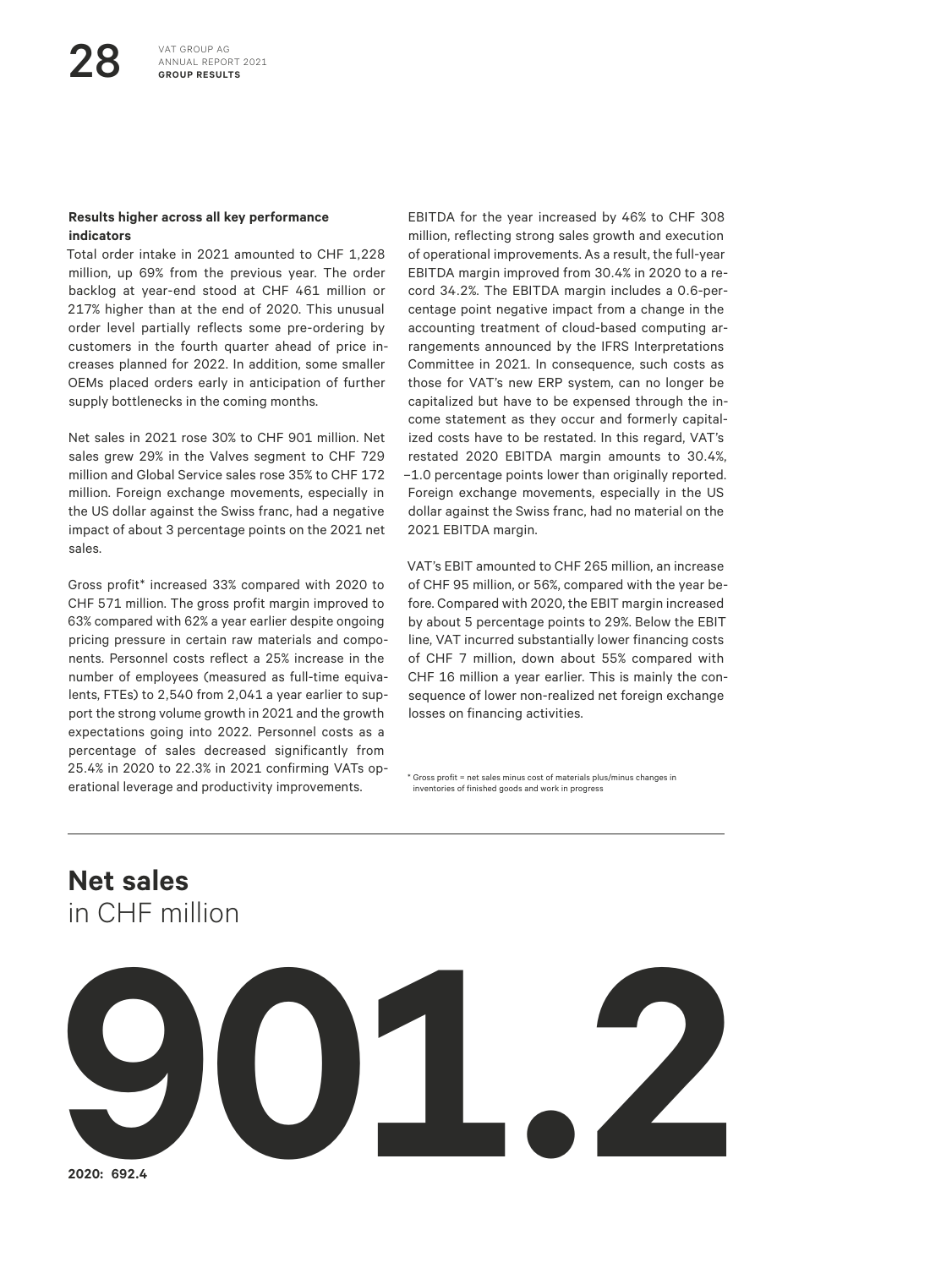### Results higher across all key performance indicators

Total order intake in 2021 amounted to CHF 1,228 million, up 69% from the previous year. The order backlog at year-end stood at CHF 461 million or 217% higher than at the end of 2020. This unusual order level partially reflects some pre-ordering by customers in the fourth quarter ahead of price increases planned for 2022. In addition, some smaller OEMs placed orders early in anticipation of further supply bottlenecks in the coming months.

Net sales in 2021 rose 30% to CHF 901 million. Net sales grew 29% in the Valves segment to CHF 729 million and Global Service sales rose 35% to CHF 172 million. Foreign exchange movements, especially in the US dollar against the Swiss franc, had a negative impact of about 3 percentage points on the 2021 net sales.

Gross profit* increased 33% compared with 2020 to CHF 571 million. The gross profit margin improved to 63% compared with 62% a year earlier despite ongoing pricing pressure in certain raw materials and components. Personnel costs reflect a 25% increase in the number of employees (measured as full-time equivalents, FTEs) to 2,540 from 2,041 a year earlier to support the strong volume growth in 2021 and the growth expectations going into 2022. Personnel costs as a percentage of sales decreased significantly from 25.4% in 2020 to 22.3% in 2021 confirming VATs operational leverage and productivity improvements.

EBITDA for the year increased by 46% to CHF 308 million, reflecting strong sales growth and execution of operational improvements. As a result, the full-year EBITDA margin improved from 30.4% in 2020 to a record 34.2%. The EBITDA margin includes a 0.6-percentage point negative impact from a change in the accounting treatment of cloud-based computing arrangements announced by the IFRS Interpretations Committee in 2021. In consequence, such costs as those for VAT's new ERP system, can no longer be capitalized but have to be expensed through the income statement as they occur and formerly capitalized costs have to be restated. In this regard, VAT's restated 2020 EBITDA margin amounts to 30.4%, –1.0 percentage points lower than originally reported. Foreign exchange movements, especially in the US dollar against the Swiss franc, had no material on the 2021 EBITDA margin.

VAT's EBIT amounted to CHF 265 million, an increase of CHF 95 million, or 56%, compared with the year before. Compared with 2020, the EBIT margin increased by about 5 percentage points to 29%. Below the EBIT line, VAT incurred substantially lower financing costs of CHF 7 million, down about 55% compared with CHF 16 million a year earlier. This is mainly the consequence of lower non-realized net foreign exchange losses on financing activities.

* Gross profit = net sales minus cost of materials plus/minus changes in inventories of finished goods and work in progress

## Net sales
in CHF million

# 901.2

**2020: 692.4**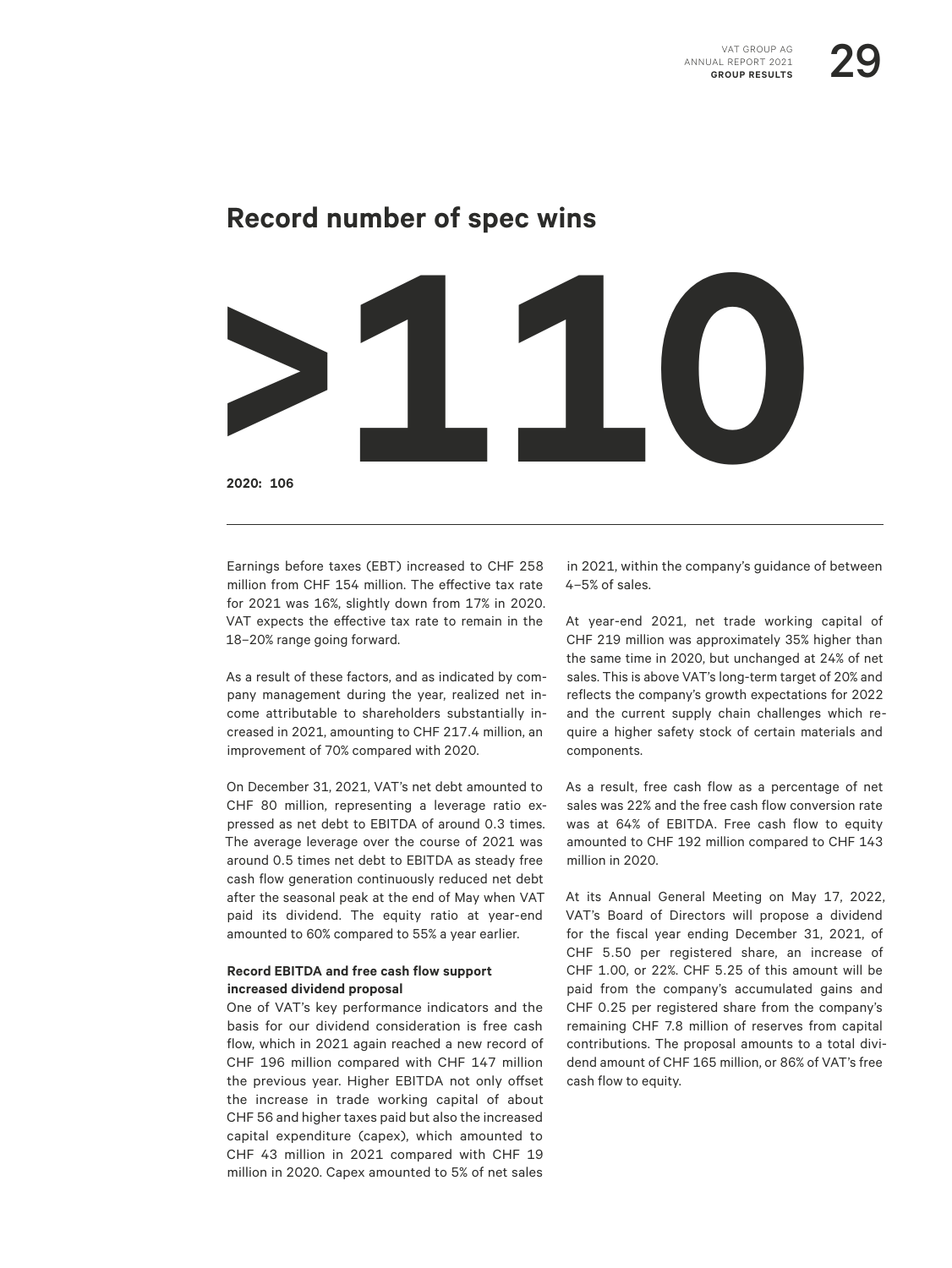## Record number of spec wins

# >110

**2020: 106**

---

Earnings before taxes (EBT) increased to CHF 258 million from CHF 154 million. The effective tax rate for 2021 was 16%, slightly down from 17% in 2020. VAT expects the effective tax rate to remain in the 18–20% range going forward.

As a result of these factors, and as indicated by company management during the year, realized net income attributable to shareholders substantially increased in 2021, amounting to CHF 217.4 million, an improvement of 70% compared with 2020.

On December 31, 2021, VAT's net debt amounted to CHF 80 million, representing a leverage ratio expressed as net debt to EBITDA of around 0.3 times. The average leverage over the course of 2021 was around 0.5 times net debt to EBITDA as steady free cash flow generation continuously reduced net debt after the seasonal peak at the end of May when VAT paid its dividend. The equity ratio at year-end amounted to 60% compared to 55% a year earlier.

**Record EBITDA and free cash flow support increased dividend proposal**

One of VAT's key performance indicators and the basis for our dividend consideration is free cash flow, which in 2021 again reached a new record of CHF 196 million compared with CHF 147 million the previous year. Higher EBITDA not only offset the increase in trade working capital of about CHF 56 and higher taxes paid but also the increased capital expenditure (capex), which amounted to CHF 43 million in 2021 compared with CHF 19 million in 2020. Capex amounted to 5% of net sales in 2021, within the company's guidance of between 4–5% of sales.

At year-end 2021, net trade working capital of CHF 219 million was approximately 35% higher than the same time in 2020, but unchanged at 24% of net sales. This is above VAT's long-term target of 20% and reflects the company's growth expectations for 2022 and the current supply chain challenges which require a higher safety stock of certain materials and components.

As a result, free cash flow as a percentage of net sales was 22% and the free cash flow conversion rate was at 64% of EBITDA. Free cash flow to equity amounted to CHF 192 million compared to CHF 143 million in 2020.

At its Annual General Meeting on May 17, 2022, VAT's Board of Directors will propose a dividend for the fiscal year ending December 31, 2021, of CHF 5.50 per registered share, an increase of CHF 1.00, or 22%. CHF 5.25 of this amount will be paid from the company's accumulated gains and CHF 0.25 per registered share from the company's remaining CHF 7.8 million of reserves from capital contributions. The proposal amounts to a total dividend amount of CHF 165 million, or 86% of VAT's free cash flow to equity.